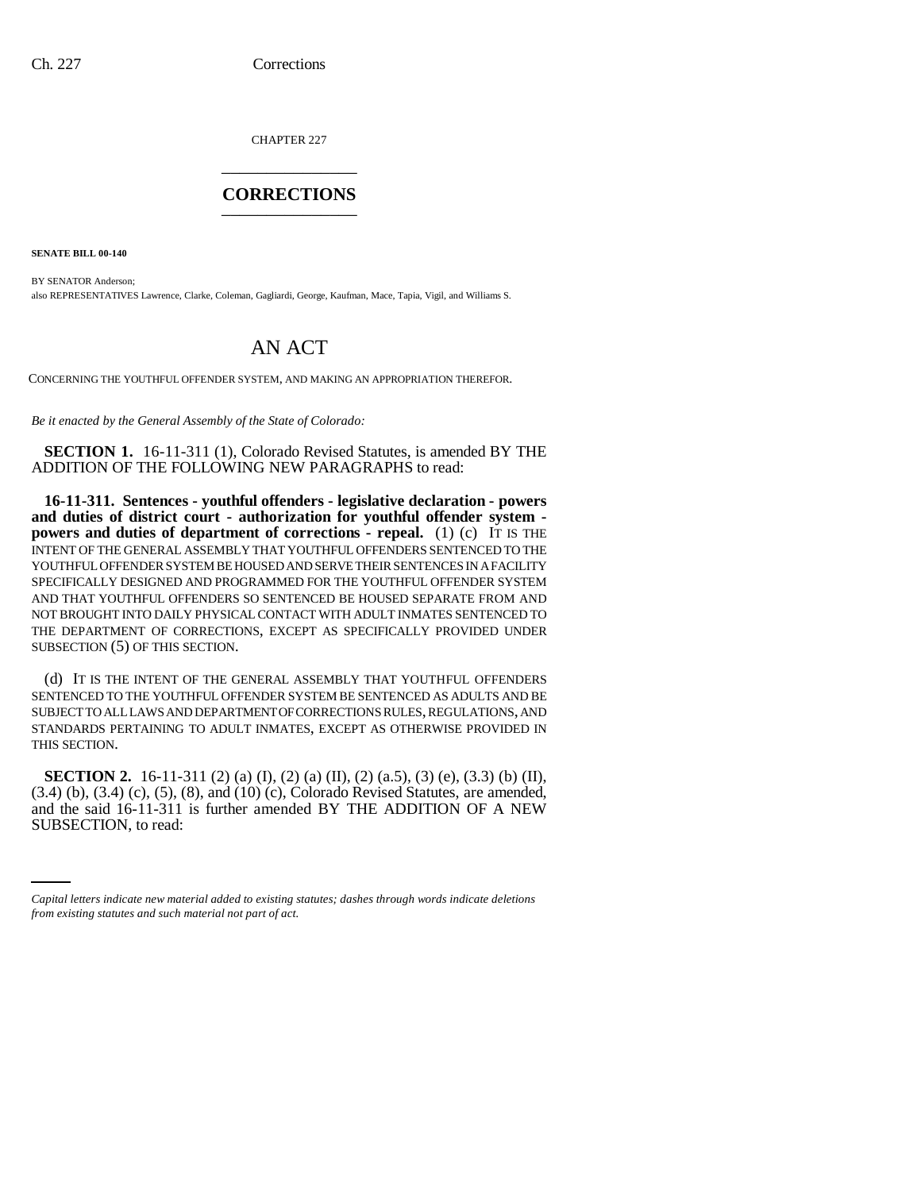CHAPTER 227

# CORRECTIONS

**SENATE BILL 00-140**

BY SENATOR Anderson;
also REPRESENTATIVES Lawrence, Clarke, Coleman, Gagliardi, George, Kaufman, Mace, Tapia, Vigil, and Williams S.

# AN ACT

CONCERNING THE YOUTHFUL OFFENDER SYSTEM, AND MAKING AN APPROPRIATION THEREFOR.

*Be it enacted by the General Assembly of the State of Colorado:*

**SECTION 1.** 16-11-311 (1), Colorado Revised Statutes, is amended BY THE ADDITION OF THE FOLLOWING NEW PARAGRAPHS to read:

**16-11-311. Sentences - youthful offenders - legislative declaration - powers and duties of district court - authorization for youthful offender system - powers and duties of department of corrections - repeal.** (1) (c) IT IS THE INTENT OF THE GENERAL ASSEMBLY THAT YOUTHFUL OFFENDERS SENTENCED TO THE YOUTHFUL OFFENDER SYSTEM BE HOUSED AND SERVE THEIR SENTENCES IN A FACILITY SPECIFICALLY DESIGNED AND PROGRAMMED FOR THE YOUTHFUL OFFENDER SYSTEM AND THAT YOUTHFUL OFFENDERS SO SENTENCED BE HOUSED SEPARATE FROM AND NOT BROUGHT INTO DAILY PHYSICAL CONTACT WITH ADULT INMATES SENTENCED TO THE DEPARTMENT OF CORRECTIONS, EXCEPT AS SPECIFICALLY PROVIDED UNDER SUBSECTION (5) OF THIS SECTION.

(d) IT IS THE INTENT OF THE GENERAL ASSEMBLY THAT YOUTHFUL OFFENDERS SENTENCED TO THE YOUTHFUL OFFENDER SYSTEM BE SENTENCED AS ADULTS AND BE SUBJECT TO ALL LAWS AND DEPARTMENT OF CORRECTIONS RULES, REGULATIONS, AND STANDARDS PERTAINING TO ADULT INMATES, EXCEPT AS OTHERWISE PROVIDED IN THIS SECTION.

**SECTION 2.** 16-11-311 (2) (a) (I), (2) (a) (II), (2) (a.5), (3) (e), (3.3) (b) (II), (3.4) (b), (3.4) (c), (5), (8), and (10) (c), Colorado Revised Statutes, are amended, and the said 16-11-311 is further amended BY THE ADDITION OF A NEW SUBSECTION, to read:

*Capital letters indicate new material added to existing statutes; dashes through words indicate deletions from existing statutes and such material not part of act.*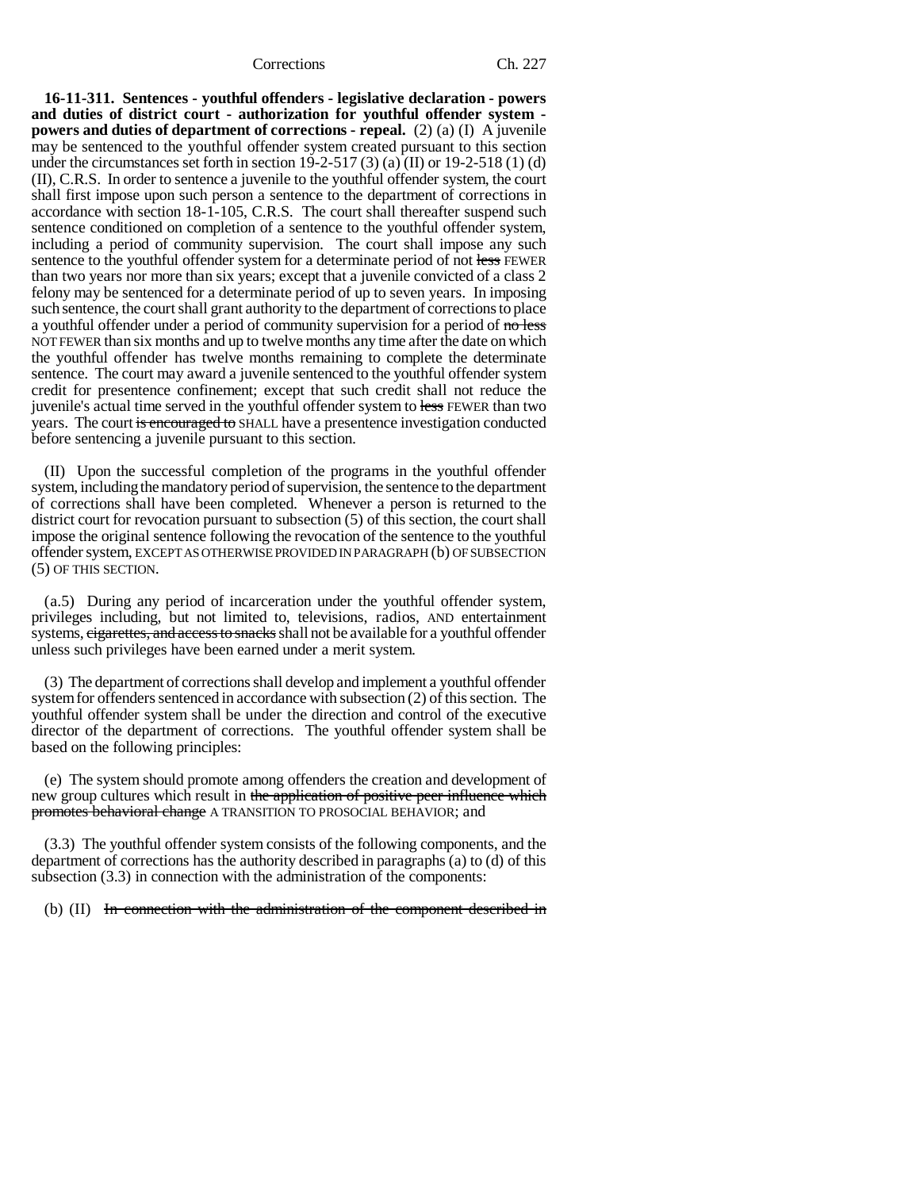**16-11-311. Sentences - youthful offenders - legislative declaration - powers and duties of district court - authorization for youthful offender system - powers and duties of department of corrections - repeal.** (2) (a) (I) A juvenile may be sentenced to the youthful offender system created pursuant to this section under the circumstances set forth in section 19-2-517 (3) (a) (II) or 19-2-518 (1) (d) (II), C.R.S. In order to sentence a juvenile to the youthful offender system, the court shall first impose upon such person a sentence to the department of corrections in accordance with section 18-1-105, C.R.S. The court shall thereafter suspend such sentence conditioned on completion of a sentence to the youthful offender system, including a period of community supervision. The court shall impose any such sentence to the youthful offender system for a determinate period of not ~~less~~ FEWER than two years nor more than six years; except that a juvenile convicted of a class 2 felony may be sentenced for a determinate period of up to seven years. In imposing such sentence, the court shall grant authority to the department of corrections to place a youthful offender under a period of community supervision for a period of ~~no less~~ NOT FEWER than six months and up to twelve months any time after the date on which the youthful offender has twelve months remaining to complete the determinate sentence. The court may award a juvenile sentenced to the youthful offender system credit for presentence confinement; except that such credit shall not reduce the juvenile's actual time served in the youthful offender system to ~~less~~ FEWER than two years. The court ~~is encouraged to~~ SHALL have a presentence investigation conducted before sentencing a juvenile pursuant to this section.

(II) Upon the successful completion of the programs in the youthful offender system, including the mandatory period of supervision, the sentence to the department of corrections shall have been completed. Whenever a person is returned to the district court for revocation pursuant to subsection (5) of this section, the court shall impose the original sentence following the revocation of the sentence to the youthful offender system, EXCEPT AS OTHERWISE PROVIDED IN PARAGRAPH (b) OF SUBSECTION (5) OF THIS SECTION.

(a.5) During any period of incarceration under the youthful offender system, privileges including, but not limited to, televisions, radios, AND entertainment systems, ~~cigarettes, and access to snacks~~ shall not be available for a youthful offender unless such privileges have been earned under a merit system.

(3) The department of corrections shall develop and implement a youthful offender system for offenders sentenced in accordance with subsection (2) of this section. The youthful offender system shall be under the direction and control of the executive director of the department of corrections. The youthful offender system shall be based on the following principles:

(e) The system should promote among offenders the creation and development of new group cultures which result in ~~the application of positive peer influence which promotes behavioral change~~ A TRANSITION TO PROSOCIAL BEHAVIOR; and

(3.3) The youthful offender system consists of the following components, and the department of corrections has the authority described in paragraphs (a) to (d) of this subsection (3.3) in connection with the administration of the components:

(b) (II) ~~In connection with the administration of the component described in~~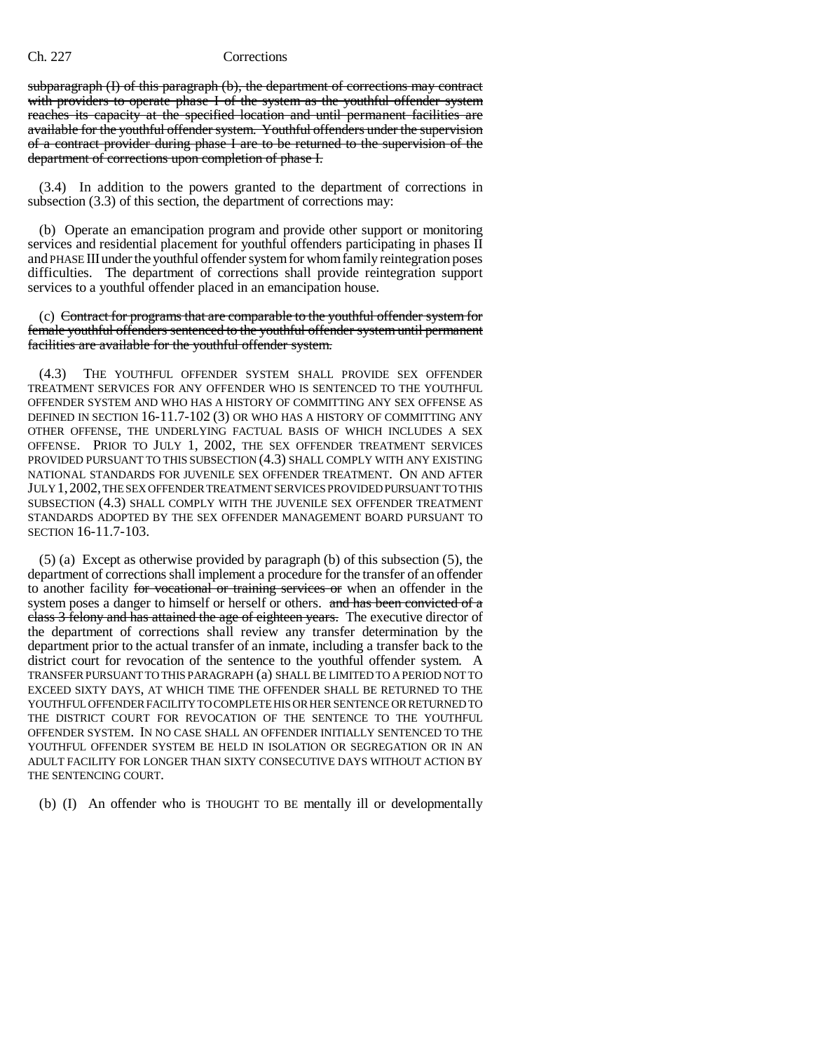~~subparagraph (I) of this paragraph (b), the department of corrections may contract with providers to operate phase I of the system as the youthful offender system reaches its capacity at the specified location and until permanent facilities are available for the youthful offender system. Youthful offenders under the supervision of a contract provider during phase I are to be returned to the supervision of the department of corrections upon completion of phase I.~~

(3.4) In addition to the powers granted to the department of corrections in subsection (3.3) of this section, the department of corrections may:

(b) Operate an emancipation program and provide other support or monitoring services and residential placement for youthful offenders participating in phases II and PHASE III under the youthful offender system for whom family reintegration poses difficulties. The department of corrections shall provide reintegration support services to a youthful offender placed in an emancipation house.

(c) ~~Contract for programs that are comparable to the youthful offender system for female youthful offenders sentenced to the youthful offender system until permanent facilities are available for the youthful offender system.~~

(4.3) THE YOUTHFUL OFFENDER SYSTEM SHALL PROVIDE SEX OFFENDER TREATMENT SERVICES FOR ANY OFFENDER WHO IS SENTENCED TO THE YOUTHFUL OFFENDER SYSTEM AND WHO HAS A HISTORY OF COMMITTING ANY SEX OFFENSE AS DEFINED IN SECTION 16-11.7-102 (3) OR WHO HAS A HISTORY OF COMMITTING ANY OTHER OFFENSE, THE UNDERLYING FACTUAL BASIS OF WHICH INCLUDES A SEX OFFENSE. PRIOR TO JULY 1, 2002, THE SEX OFFENDER TREATMENT SERVICES PROVIDED PURSUANT TO THIS SUBSECTION (4.3) SHALL COMPLY WITH ANY EXISTING NATIONAL STANDARDS FOR JUVENILE SEX OFFENDER TREATMENT. ON AND AFTER JULY 1, 2002, THE SEX OFFENDER TREATMENT SERVICES PROVIDED PURSUANT TO THIS SUBSECTION (4.3) SHALL COMPLY WITH THE JUVENILE SEX OFFENDER TREATMENT STANDARDS ADOPTED BY THE SEX OFFENDER MANAGEMENT BOARD PURSUANT TO SECTION 16-11.7-103.

(5) (a) Except as otherwise provided by paragraph (b) of this subsection (5), the department of corrections shall implement a procedure for the transfer of an offender to another facility ~~for vocational or training services or~~ when an offender in the system poses a danger to himself or herself or others. ~~and has been convicted of a class 3 felony and has attained the age of eighteen years.~~ The executive director of the department of corrections shall review any transfer determination by the department prior to the actual transfer of an inmate, including a transfer back to the district court for revocation of the sentence to the youthful offender system. A TRANSFER PURSUANT TO THIS PARAGRAPH (a) SHALL BE LIMITED TO A PERIOD NOT TO EXCEED SIXTY DAYS, AT WHICH TIME THE OFFENDER SHALL BE RETURNED TO THE YOUTHFUL OFFENDER FACILITY TO COMPLETE HIS OR HER SENTENCE OR RETURNED TO THE DISTRICT COURT FOR REVOCATION OF THE SENTENCE TO THE YOUTHFUL OFFENDER SYSTEM. IN NO CASE SHALL AN OFFENDER INITIALLY SENTENCED TO THE YOUTHFUL OFFENDER SYSTEM BE HELD IN ISOLATION OR SEGREGATION OR IN AN ADULT FACILITY FOR LONGER THAN SIXTY CONSECUTIVE DAYS WITHOUT ACTION BY THE SENTENCING COURT.

(b) (I) An offender who is THOUGHT TO BE mentally ill or developmentally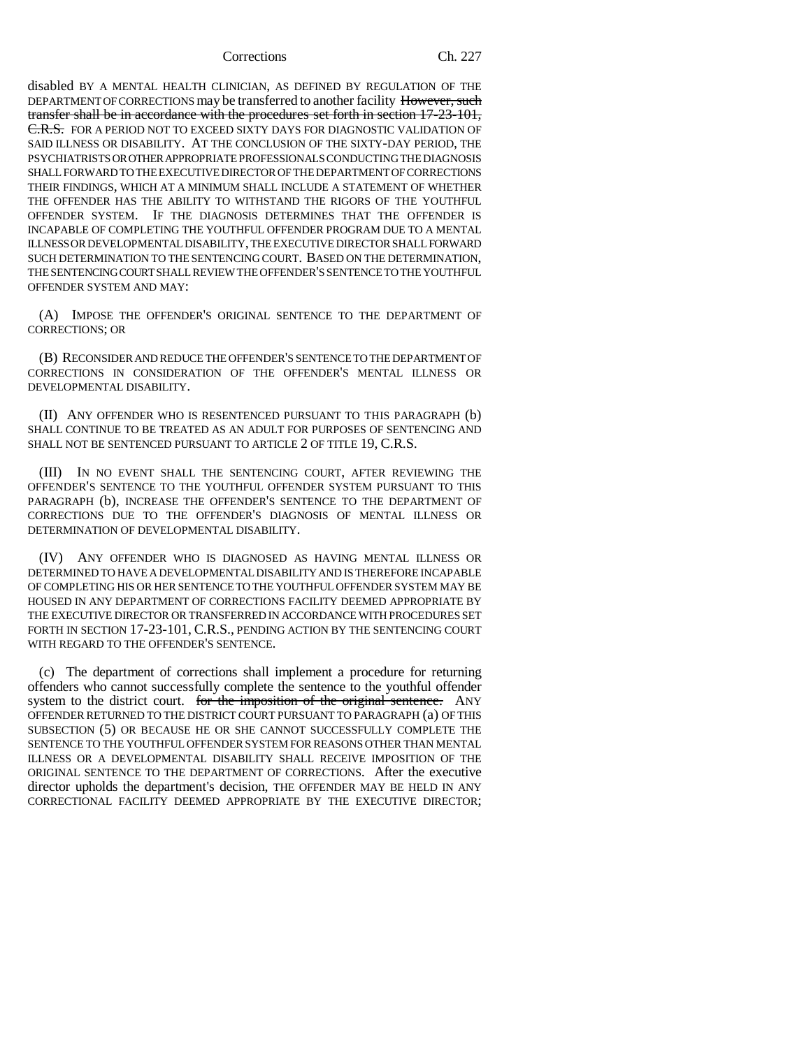disabled BY A MENTAL HEALTH CLINICIAN, AS DEFINED BY REGULATION OF THE DEPARTMENT OF CORRECTIONS may be transferred to another facility ~~However, such transfer shall be in accordance with the procedures set forth in section 17-23-101, C.R.S.~~ FOR A PERIOD NOT TO EXCEED SIXTY DAYS FOR DIAGNOSTIC VALIDATION OF SAID ILLNESS OR DISABILITY. AT THE CONCLUSION OF THE SIXTY-DAY PERIOD, THE PSYCHIATRISTS OR OTHER APPROPRIATE PROFESSIONALS CONDUCTING THE DIAGNOSIS SHALL FORWARD TO THE EXECUTIVE DIRECTOR OF THE DEPARTMENT OF CORRECTIONS THEIR FINDINGS, WHICH AT A MINIMUM SHALL INCLUDE A STATEMENT OF WHETHER THE OFFENDER HAS THE ABILITY TO WITHSTAND THE RIGORS OF THE YOUTHFUL OFFENDER SYSTEM. IF THE DIAGNOSIS DETERMINES THAT THE OFFENDER IS INCAPABLE OF COMPLETING THE YOUTHFUL OFFENDER PROGRAM DUE TO A MENTAL ILLNESS OR DEVELOPMENTAL DISABILITY, THE EXECUTIVE DIRECTOR SHALL FORWARD SUCH DETERMINATION TO THE SENTENCING COURT. BASED ON THE DETERMINATION, THE SENTENCING COURT SHALL REVIEW THE OFFENDER'S SENTENCE TO THE YOUTHFUL OFFENDER SYSTEM AND MAY:

(A) IMPOSE THE OFFENDER'S ORIGINAL SENTENCE TO THE DEPARTMENT OF CORRECTIONS; OR

(B) RECONSIDER AND REDUCE THE OFFENDER'S SENTENCE TO THE DEPARTMENT OF CORRECTIONS IN CONSIDERATION OF THE OFFENDER'S MENTAL ILLNESS OR DEVELOPMENTAL DISABILITY.

(II) ANY OFFENDER WHO IS RESENTENCED PURSUANT TO THIS PARAGRAPH (b) SHALL CONTINUE TO BE TREATED AS AN ADULT FOR PURPOSES OF SENTENCING AND SHALL NOT BE SENTENCED PURSUANT TO ARTICLE 2 OF TITLE 19, C.R.S.

(III) IN NO EVENT SHALL THE SENTENCING COURT, AFTER REVIEWING THE OFFENDER'S SENTENCE TO THE YOUTHFUL OFFENDER SYSTEM PURSUANT TO THIS PARAGRAPH (b), INCREASE THE OFFENDER'S SENTENCE TO THE DEPARTMENT OF CORRECTIONS DUE TO THE OFFENDER'S DIAGNOSIS OF MENTAL ILLNESS OR DETERMINATION OF DEVELOPMENTAL DISABILITY.

(IV) ANY OFFENDER WHO IS DIAGNOSED AS HAVING MENTAL ILLNESS OR DETERMINED TO HAVE A DEVELOPMENTAL DISABILITY AND IS THEREFORE INCAPABLE OF COMPLETING HIS OR HER SENTENCE TO THE YOUTHFUL OFFENDER SYSTEM MAY BE HOUSED IN ANY DEPARTMENT OF CORRECTIONS FACILITY DEEMED APPROPRIATE BY THE EXECUTIVE DIRECTOR OR TRANSFERRED IN ACCORDANCE WITH PROCEDURES SET FORTH IN SECTION 17-23-101, C.R.S., PENDING ACTION BY THE SENTENCING COURT WITH REGARD TO THE OFFENDER'S SENTENCE.

(c) The department of corrections shall implement a procedure for returning offenders who cannot successfully complete the sentence to the youthful offender system to the district court. ~~for the imposition of the original sentence.~~ ANY OFFENDER RETURNED TO THE DISTRICT COURT PURSUANT TO PARAGRAPH (a) OF THIS SUBSECTION (5) OR BECAUSE HE OR SHE CANNOT SUCCESSFULLY COMPLETE THE SENTENCE TO THE YOUTHFUL OFFENDER SYSTEM FOR REASONS OTHER THAN MENTAL ILLNESS OR A DEVELOPMENTAL DISABILITY SHALL RECEIVE IMPOSITION OF THE ORIGINAL SENTENCE TO THE DEPARTMENT OF CORRECTIONS. After the executive director upholds the department's decision, THE OFFENDER MAY BE HELD IN ANY CORRECTIONAL FACILITY DEEMED APPROPRIATE BY THE EXECUTIVE DIRECTOR;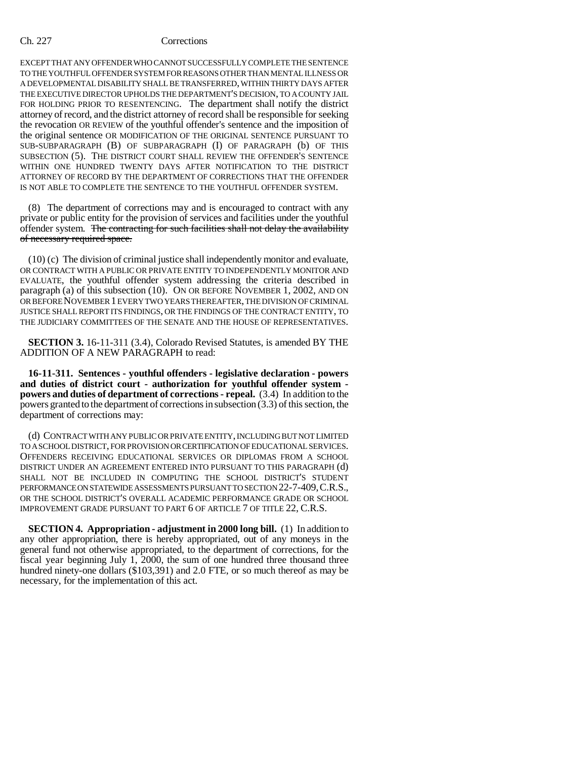EXCEPT THAT ANY OFFENDER WHO CANNOT SUCCESSFULLY COMPLETE THE SENTENCE TO THE YOUTHFUL OFFENDER SYSTEM FOR REASONS OTHER THAN MENTAL ILLNESS OR A DEVELOPMENTAL DISABILITY SHALL BE TRANSFERRED, WITHIN THIRTY DAYS AFTER THE EXECUTIVE DIRECTOR UPHOLDS THE DEPARTMENT'S DECISION, TO A COUNTY JAIL FOR HOLDING PRIOR TO RESENTENCING. The department shall notify the district attorney of record, and the district attorney of record shall be responsible for seeking the revocation OR REVIEW of the youthful offender's sentence and the imposition of the original sentence OR MODIFICATION OF THE ORIGINAL SENTENCE PURSUANT TO SUB-SUBPARAGRAPH (B) OF SUBPARAGRAPH (I) OF PARAGRAPH (b) OF THIS SUBSECTION (5). THE DISTRICT COURT SHALL REVIEW THE OFFENDER'S SENTENCE WITHIN ONE HUNDRED TWENTY DAYS AFTER NOTIFICATION TO THE DISTRICT ATTORNEY OF RECORD BY THE DEPARTMENT OF CORRECTIONS THAT THE OFFENDER IS NOT ABLE TO COMPLETE THE SENTENCE TO THE YOUTHFUL OFFENDER SYSTEM.

(8) The department of corrections may and is encouraged to contract with any private or public entity for the provision of services and facilities under the youthful offender system. ~~The contracting for such facilities shall not delay the availability of necessary required space.~~

(10) (c) The division of criminal justice shall independently monitor and evaluate, OR CONTRACT WITH A PUBLIC OR PRIVATE ENTITY TO INDEPENDENTLY MONITOR AND EVALUATE, the youthful offender system addressing the criteria described in paragraph (a) of this subsection (10). ON OR BEFORE NOVEMBER 1, 2002, AND ON OR BEFORE NOVEMBER 1 EVERY TWO YEARS THEREAFTER, THE DIVISION OF CRIMINAL JUSTICE SHALL REPORT ITS FINDINGS, OR THE FINDINGS OF THE CONTRACT ENTITY, TO THE JUDICIARY COMMITTEES OF THE SENATE AND THE HOUSE OF REPRESENTATIVES.

**SECTION 3.** 16-11-311 (3.4), Colorado Revised Statutes, is amended BY THE ADDITION OF A NEW PARAGRAPH to read:

**16-11-311. Sentences - youthful offenders - legislative declaration - powers and duties of district court - authorization for youthful offender system - powers and duties of department of corrections - repeal.** (3.4) In addition to the powers granted to the department of corrections in subsection (3.3) of this section, the department of corrections may:

(d) CONTRACT WITH ANY PUBLIC OR PRIVATE ENTITY, INCLUDING BUT NOT LIMITED TO A SCHOOL DISTRICT, FOR PROVISION OR CERTIFICATION OF EDUCATIONAL SERVICES. OFFENDERS RECEIVING EDUCATIONAL SERVICES OR DIPLOMAS FROM A SCHOOL DISTRICT UNDER AN AGREEMENT ENTERED INTO PURSUANT TO THIS PARAGRAPH (d) SHALL NOT BE INCLUDED IN COMPUTING THE SCHOOL DISTRICT'S STUDENT PERFORMANCE ON STATEWIDE ASSESSMENTS PURSUANT TO SECTION 22-7-409, C.R.S., OR THE SCHOOL DISTRICT'S OVERALL ACADEMIC PERFORMANCE GRADE OR SCHOOL IMPROVEMENT GRADE PURSUANT TO PART 6 OF ARTICLE 7 OF TITLE 22, C.R.S.

**SECTION 4. Appropriation - adjustment in 2000 long bill.** (1) In addition to any other appropriation, there is hereby appropriated, out of any moneys in the general fund not otherwise appropriated, to the department of corrections, for the fiscal year beginning July 1, 2000, the sum of one hundred three thousand three hundred ninety-one dollars ($103,391) and 2.0 FTE, or so much thereof as may be necessary, for the implementation of this act.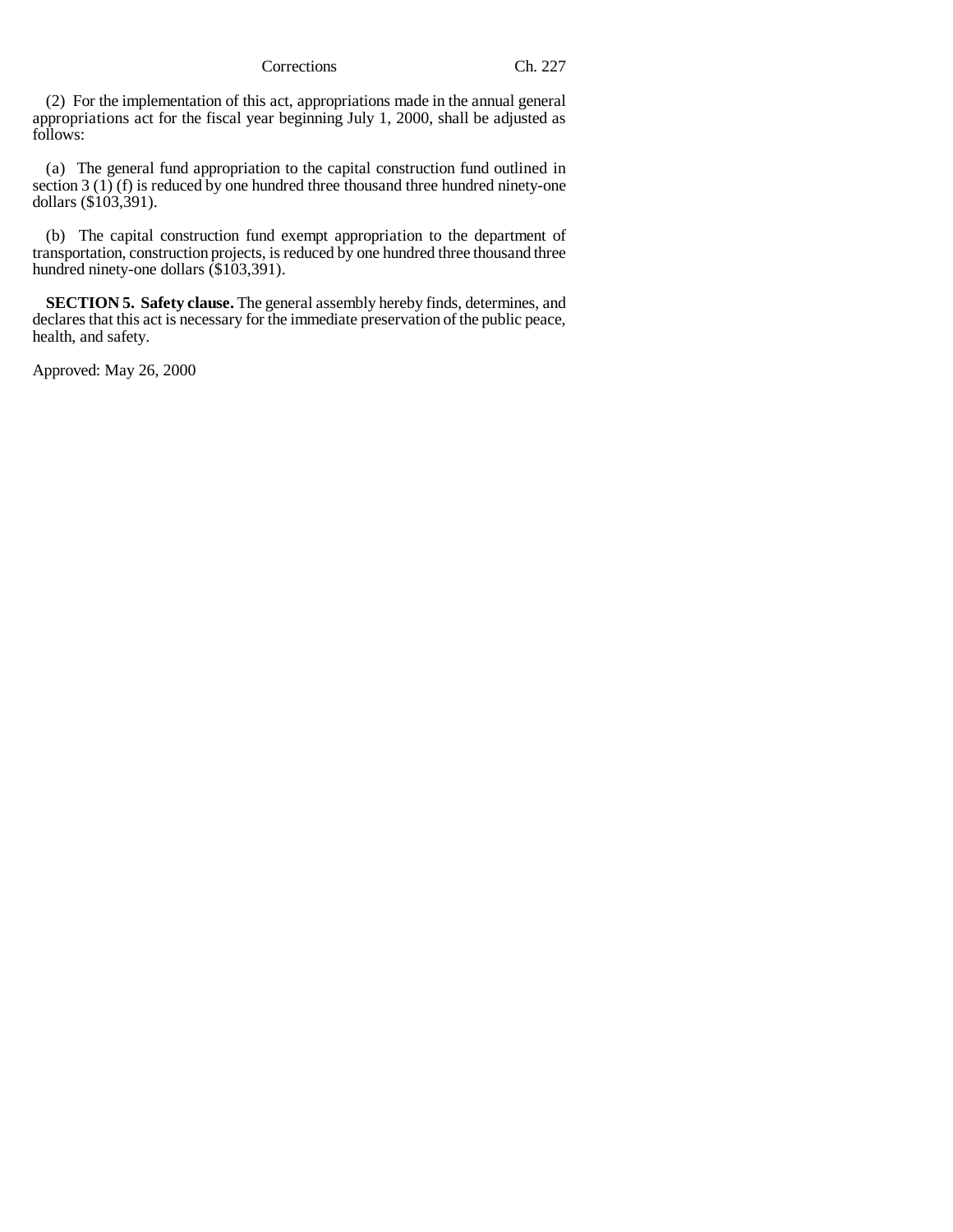(2) For the implementation of this act, appropriations made in the annual general appropriations act for the fiscal year beginning July 1, 2000, shall be adjusted as follows:

(a) The general fund appropriation to the capital construction fund outlined in section 3 (1) (f) is reduced by one hundred three thousand three hundred ninety-one dollars ($103,391).

(b) The capital construction fund exempt appropriation to the department of transportation, construction projects, is reduced by one hundred three thousand three hundred ninety-one dollars ($103,391).

**SECTION 5. Safety clause.** The general assembly hereby finds, determines, and declares that this act is necessary for the immediate preservation of the public peace, health, and safety.

Approved: May 26, 2000